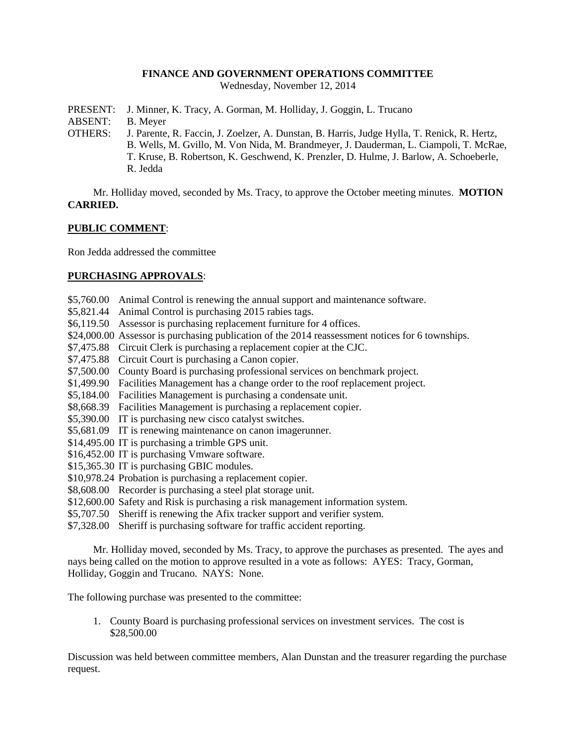**FINANCE AND GOVERNMENT OPERATIONS COMMITTEE**
Wednesday, November 12, 2014

PRESENT: J. Minner, K. Tracy, A. Gorman, M. Holliday, J. Goggin, L. Trucano
ABSENT: B. Meyer
OTHERS: J. Parente, R. Faccin, J. Zoelzer, A. Dunstan, B. Harris, Judge Hylla, T. Renick, R. Hertz, B. Wells, M. Gvillo, M. Von Nida, M. Brandmeyer, J. Dauderman, L. Ciampoli, T. McRae, T. Kruse, B. Robertson, K. Geschwend, K. Prenzler, D. Hulme, J. Barlow, A. Schoeberle, R. Jedda

Mr. Holliday moved, seconded by Ms. Tracy, to approve the October meeting minutes. **MOTION CARRIED.**

**PUBLIC COMMENT**:

Ron Jedda addressed the committee

**PURCHASING APPROVALS**:

$5,760.00 Animal Control is renewing the annual support and maintenance software.
$5,821.44 Animal Control is purchasing 2015 rabies tags.
$6,119.50 Assessor is purchasing replacement furniture for 4 offices.
$24,000.00 Assessor is purchasing publication of the 2014 reassessment notices for 6 townships.
$7,475.88 Circuit Clerk is purchasing a replacement copier at the CJC.
$7,475.88 Circuit Court is purchasing a Canon copier.
$7,500.00 County Board is purchasing professional services on benchmark project.
$1,499.90 Facilities Management has a change order to the roof replacement project.
$5,184.00 Facilities Management is purchasing a condensate unit.
$8,668.39 Facilities Management is purchasing a replacement copier.
$5,390.00 IT is purchasing new cisco catalyst switches.
$5,681.09 IT is renewing maintenance on canon imagerunner.
$14,495.00 IT is purchasing a trimble GPS unit.
$16,452.00 IT is purchasing Vmware software.
$15,365.30 IT is purchasing GBIC modules.
$10,978.24 Probation is purchasing a replacement copier.
$8,608.00 Recorder is purchasing a steel plat storage unit.
$12,600.00 Safety and Risk is purchasing a risk management information system.
$5,707.50 Sheriff is renewing the Afix tracker support and verifier system.
$7,328.00 Sheriff is purchasing software for traffic accident reporting.

Mr. Holliday moved, seconded by Ms. Tracy, to approve the purchases as presented. The ayes and nays being called on the motion to approve resulted in a vote as follows: AYES: Tracy, Gorman, Holliday, Goggin and Trucano. NAYS: None.

The following purchase was presented to the committee:

1. County Board is purchasing professional services on investment services. The cost is $28,500.00

Discussion was held between committee members, Alan Dunstan and the treasurer regarding the purchase request.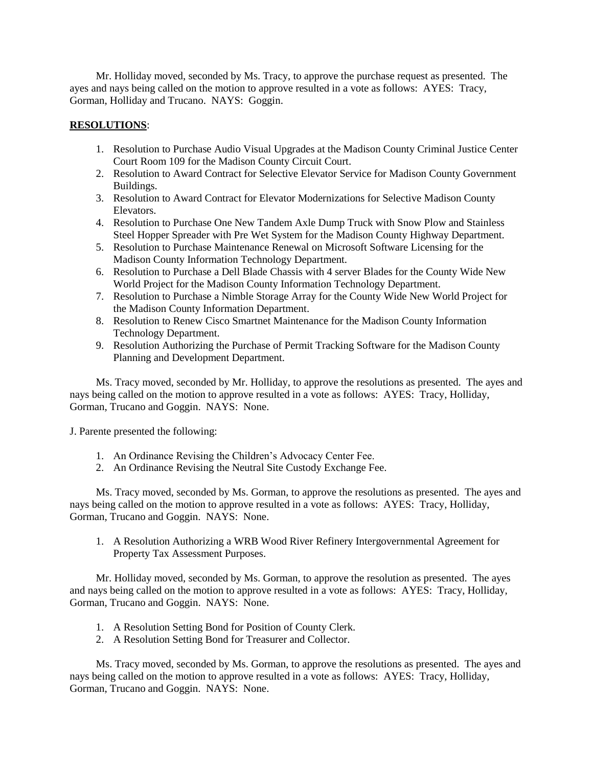Mr. Holliday moved, seconded by Ms. Tracy, to approve the purchase request as presented. The ayes and nays being called on the motion to approve resulted in a vote as follows: AYES: Tracy, Gorman, Holliday and Trucano. NAYS: Goggin.

**RESOLUTIONS**:

1. Resolution to Purchase Audio Visual Upgrades at the Madison County Criminal Justice Center Court Room 109 for the Madison County Circuit Court.
2. Resolution to Award Contract for Selective Elevator Service for Madison County Government Buildings.
3. Resolution to Award Contract for Elevator Modernizations for Selective Madison County Elevators.
4. Resolution to Purchase One New Tandem Axle Dump Truck with Snow Plow and Stainless Steel Hopper Spreader with Pre Wet System for the Madison County Highway Department.
5. Resolution to Purchase Maintenance Renewal on Microsoft Software Licensing for the Madison County Information Technology Department.
6. Resolution to Purchase a Dell Blade Chassis with 4 server Blades for the County Wide New World Project for the Madison County Information Technology Department.
7. Resolution to Purchase a Nimble Storage Array for the County Wide New World Project for the Madison County Information Department.
8. Resolution to Renew Cisco Smartnet Maintenance for the Madison County Information Technology Department.
9. Resolution Authorizing the Purchase of Permit Tracking Software for the Madison County Planning and Development Department.

Ms. Tracy moved, seconded by Mr. Holliday, to approve the resolutions as presented. The ayes and nays being called on the motion to approve resulted in a vote as follows: AYES: Tracy, Holliday, Gorman, Trucano and Goggin. NAYS: None.

J. Parente presented the following:

1. An Ordinance Revising the Children's Advocacy Center Fee.
2. An Ordinance Revising the Neutral Site Custody Exchange Fee.

Ms. Tracy moved, seconded by Ms. Gorman, to approve the resolutions as presented. The ayes and nays being called on the motion to approve resulted in a vote as follows: AYES: Tracy, Holliday, Gorman, Trucano and Goggin. NAYS: None.

1. A Resolution Authorizing a WRB Wood River Refinery Intergovernmental Agreement for Property Tax Assessment Purposes.

Mr. Holliday moved, seconded by Ms. Gorman, to approve the resolution as presented. The ayes and nays being called on the motion to approve resulted in a vote as follows: AYES: Tracy, Holliday, Gorman, Trucano and Goggin. NAYS: None.

1. A Resolution Setting Bond for Position of County Clerk.
2. A Resolution Setting Bond for Treasurer and Collector.

Ms. Tracy moved, seconded by Ms. Gorman, to approve the resolutions as presented. The ayes and nays being called on the motion to approve resulted in a vote as follows: AYES: Tracy, Holliday, Gorman, Trucano and Goggin. NAYS: None.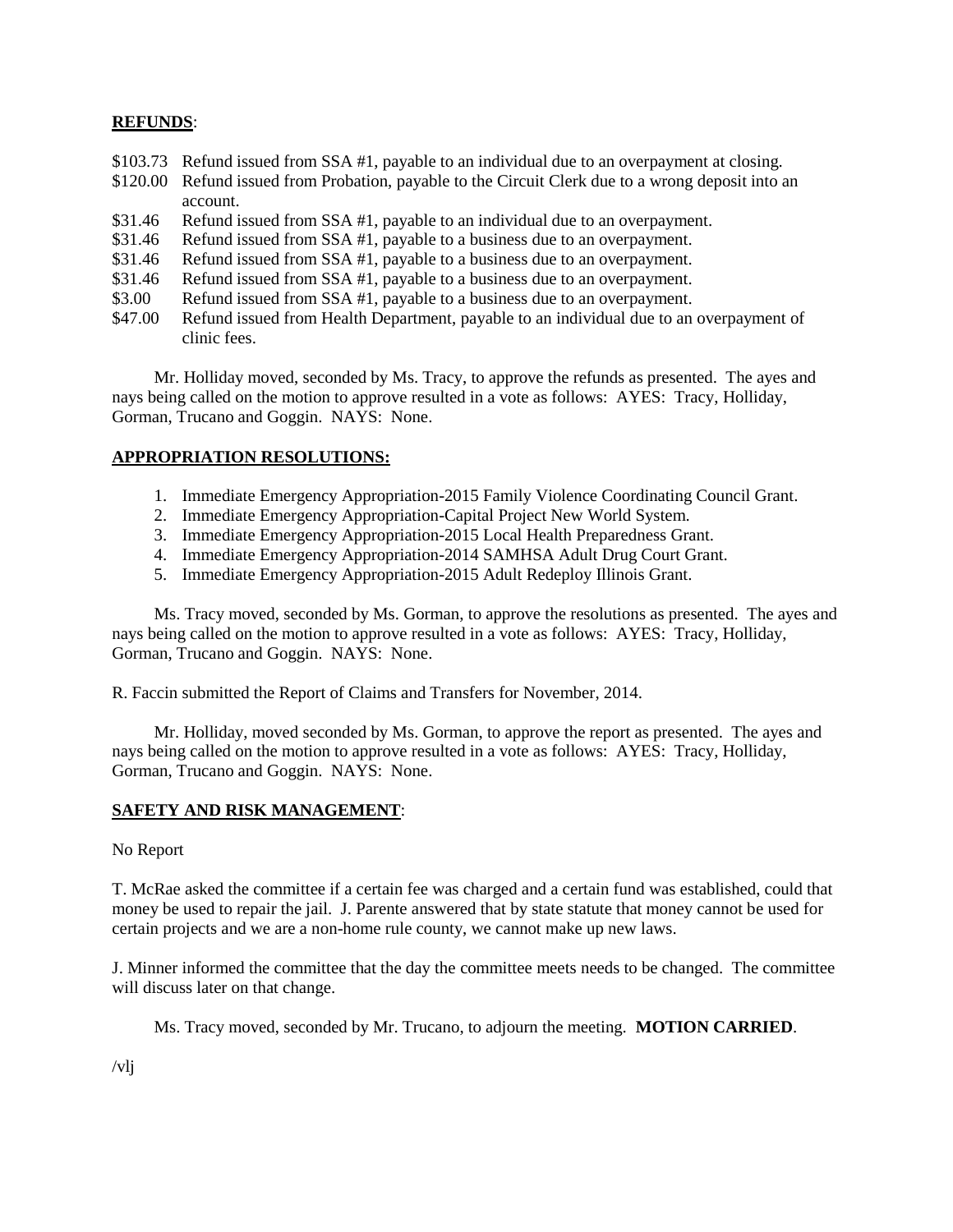**REFUNDS**:

- \$103.73 Refund issued from SSA #1, payable to an individual due to an overpayment at closing.
- \$120.00 Refund issued from Probation, payable to the Circuit Clerk due to a wrong deposit into an account.
- \$31.46 Refund issued from SSA #1, payable to an individual due to an overpayment.
- \$31.46 Refund issued from SSA #1, payable to a business due to an overpayment.
- \$31.46 Refund issued from SSA #1, payable to a business due to an overpayment.
- \$31.46 Refund issued from SSA #1, payable to a business due to an overpayment.
- \$3.00 Refund issued from SSA #1, payable to a business due to an overpayment.
- \$47.00 Refund issued from Health Department, payable to an individual due to an overpayment of clinic fees.

Mr. Holliday moved, seconded by Ms. Tracy, to approve the refunds as presented. The ayes and nays being called on the motion to approve resulted in a vote as follows: AYES: Tracy, Holliday, Gorman, Trucano and Goggin. NAYS: None.

**APPROPRIATION RESOLUTIONS:**

1. Immediate Emergency Appropriation-2015 Family Violence Coordinating Council Grant.
2. Immediate Emergency Appropriation-Capital Project New World System.
3. Immediate Emergency Appropriation-2015 Local Health Preparedness Grant.
4. Immediate Emergency Appropriation-2014 SAMHSA Adult Drug Court Grant.
5. Immediate Emergency Appropriation-2015 Adult Redeploy Illinois Grant.

Ms. Tracy moved, seconded by Ms. Gorman, to approve the resolutions as presented. The ayes and nays being called on the motion to approve resulted in a vote as follows: AYES: Tracy, Holliday, Gorman, Trucano and Goggin. NAYS: None.

R. Faccin submitted the Report of Claims and Transfers for November, 2014.

Mr. Holliday, moved seconded by Ms. Gorman, to approve the report as presented. The ayes and nays being called on the motion to approve resulted in a vote as follows: AYES: Tracy, Holliday, Gorman, Trucano and Goggin. NAYS: None.

**SAFETY AND RISK MANAGEMENT**:

No Report

T. McRae asked the committee if a certain fee was charged and a certain fund was established, could that money be used to repair the jail. J. Parente answered that by state statute that money cannot be used for certain projects and we are a non-home rule county, we cannot make up new laws.

J. Minner informed the committee that the day the committee meets needs to be changed. The committee will discuss later on that change.

Ms. Tracy moved, seconded by Mr. Trucano, to adjourn the meeting. **MOTION CARRIED**.

/vlj